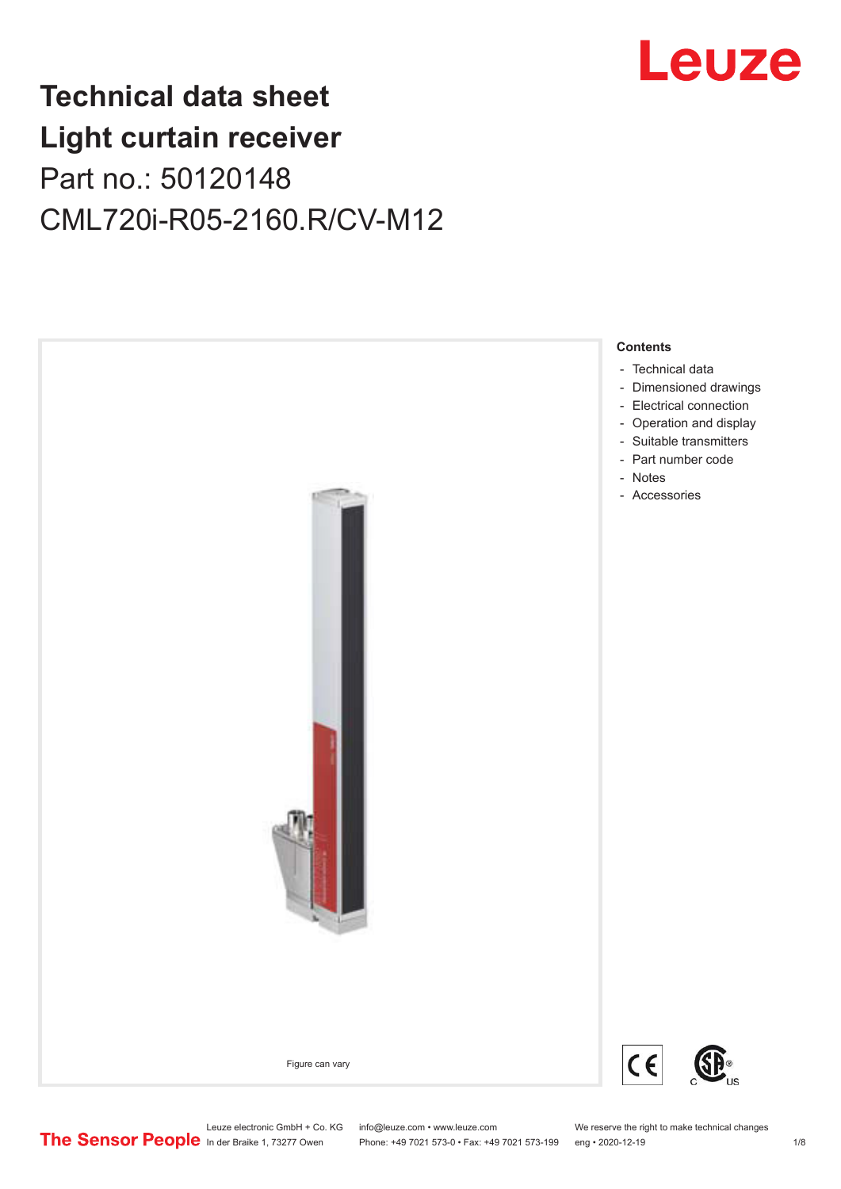# Technical data sheet
# Light curtain receiver

Part no.: 50120148

CML720i-R05-2160.R/CV-M12

Figure can vary

**Contents**

- Technical data
- Dimensioned drawings
- Electrical connection
- Operation and display
- Suitable transmitters
- Part number code
- Notes
- Accessories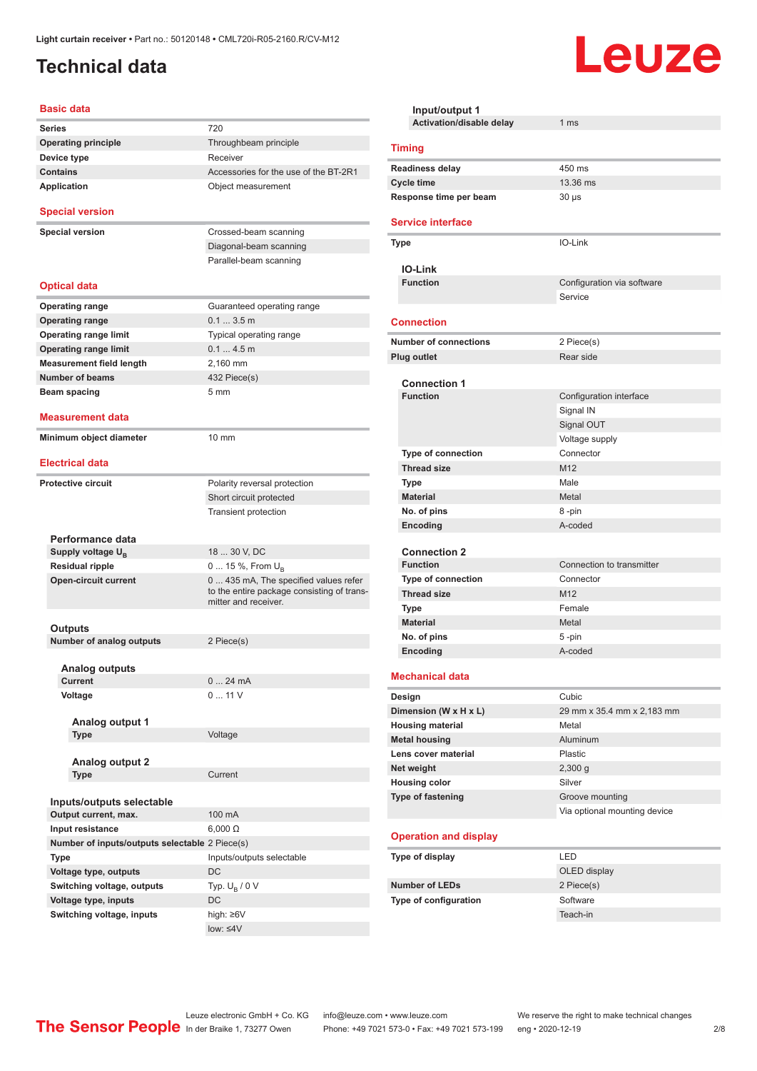# Technical data

## Basic data

| | |
|---|---|
| **Series** | 720 |
| **Operating principle** | Throughbeam principle |
| **Device type** | Receiver |
| **Contains** | Accessories for the use of the BT-2R1 |
| **Application** | Object measurement |

## Special version

| | |
|---|---|
| **Special version** | Crossed-beam scanning |
| | Diagonal-beam scanning |
| | Parallel-beam scanning |

## Optical data

| | |
|---|---|
| **Operating range** | Guaranteed operating range |
| **Operating range** | 0.1 ... 3.5 m |
| **Operating range limit** | Typical operating range |
| **Operating range limit** | 0.1 ... 4.5 m |
| **Measurement field length** | 2,160 mm |
| **Number of beams** | 432 Piece(s) |
| **Beam spacing** | 5 mm |

## Measurement data

| | |
|---|---|
| **Minimum object diameter** | 10 mm |

## Electrical data

| | |
|---|---|
| **Protective circuit** | Polarity reversal protection |
| | Short circuit protected |
| | Transient protection |

### Performance data

| | |
|---|---|
| **Supply voltage $U_B$** | 18 ... 30 V, DC |
| **Residual ripple** | 0 ... 15 %, From $U_B$ |
| **Open-circuit current** | 0 ... 435 mA, The specified values refer to the entire package consisting of transmitter and receiver. |

### Outputs

| | |
|---|---|
| **Number of analog outputs** | 2 Piece(s) |

#### Analog outputs

| | |
|---|---|
| **Current** | 0 ... 24 mA |
| **Voltage** | 0 ... 11 V |

##### Analog output 1

| | |
|---|---|
| **Type** | Voltage |

##### Analog output 2

| | |
|---|---|
| **Type** | Current |

### Inputs/outputs selectable

| | |
|---|---|
| **Output current, max.** | 100 mA |
| **Input resistance** | 6,000 Ω |
| **Number of inputs/outputs selectable** | 2 Piece(s) |
| **Type** | Inputs/outputs selectable |
| **Voltage type, outputs** | DC |
| **Switching voltage, outputs** | Typ. $U_B$ / 0 V |
| **Voltage type, inputs** | DC |
| **Switching voltage, inputs** | high: ≥6V |
| | low: ≤4V |

### Input/output 1

| | |
|---|---|
| **Activation/disable delay** | 1 ms |

## Timing

| | |
|---|---|
| **Readiness delay** | 450 ms |
| **Cycle time** | 13.36 ms |
| **Response time per beam** | 30 µs |

## Service interface

| | |
|---|---|
| **Type** | IO-Link |

### IO-Link

| | |
|---|---|
| **Function** | Configuration via software |
| | Service |

## Connection

| | |
|---|---|
| **Number of connections** | 2 Piece(s) |
| **Plug outlet** | Rear side |

### Connection 1

| | |
|---|---|
| **Function** | Configuration interface |
| | Signal IN |
| | Signal OUT |
| | Voltage supply |
| **Type of connection** | Connector |
| **Thread size** | M12 |
| **Type** | Male |
| **Material** | Metal |
| **No. of pins** | 8 -pin |
| **Encoding** | A-coded |

### Connection 2

| | |
|---|---|
| **Function** | Connection to transmitter |
| **Type of connection** | Connector |
| **Thread size** | M12 |
| **Type** | Female |
| **Material** | Metal |
| **No. of pins** | 5 -pin |
| **Encoding** | A-coded |

## Mechanical data

| | |
|---|---|
| **Design** | Cubic |
| **Dimension (W x H x L)** | 29 mm x 35.4 mm x 2,183 mm |
| **Housing material** | Metal |
| **Metal housing** | Aluminum |
| **Lens cover material** | Plastic |
| **Net weight** | 2,300 g |
| **Housing color** | Silver |
| **Type of fastening** | Groove mounting |
| | Via optional mounting device |

## Operation and display

| | |
|---|---|
| **Type of display** | LED |
| | OLED display |
| **Number of LEDs** | 2 Piece(s) |
| **Type of configuration** | Software |
| | Teach-in |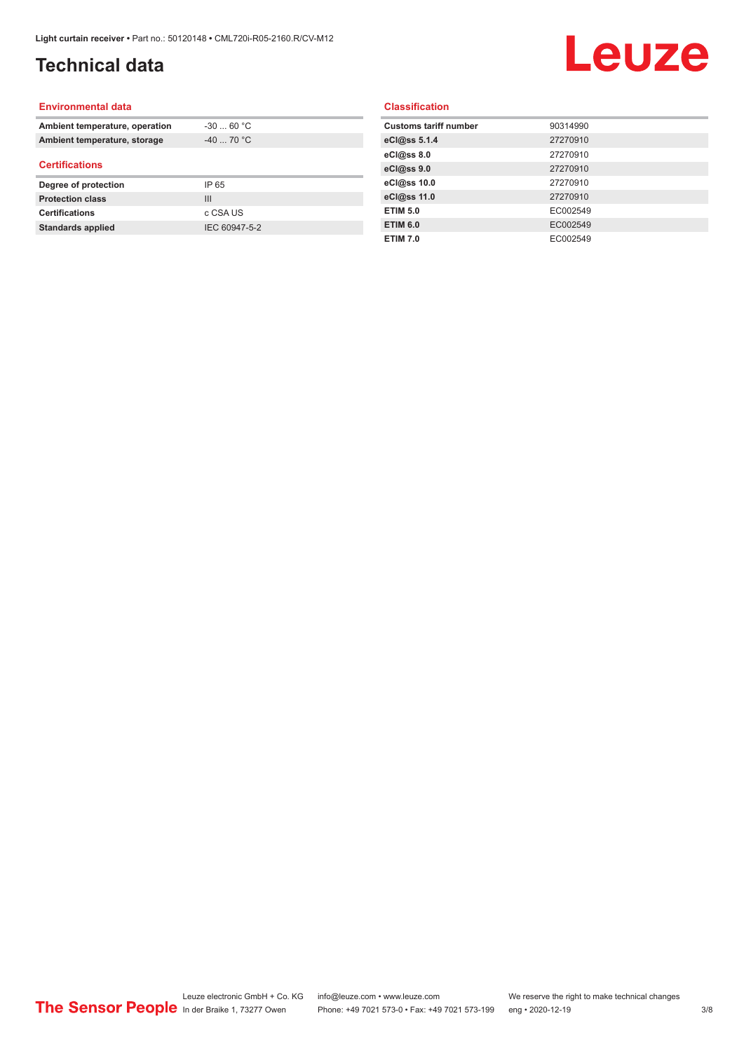# Technical data

## Environmental data

| | |
|---|---|
| **Ambient temperature, operation** | -30 ... 60 °C |
| **Ambient temperature, storage** | -40 ... 70 °C |

## Certifications

| | |
|---|---|
| **Degree of protection** | IP 65 |
| **Protection class** | III |
| **Certifications** | c CSA US |
| **Standards applied** | IEC 60947-5-2 |

## Classification

| | |
|---|---|
| **Customs tariff number** | 90314990 |
| **eCl@ss 5.1.4** | 27270910 |
| **eCl@ss 8.0** | 27270910 |
| **eCl@ss 9.0** | 27270910 |
| **eCl@ss 10.0** | 27270910 |
| **eCl@ss 11.0** | 27270910 |
| **ETIM 5.0** | EC002549 |
| **ETIM 6.0** | EC002549 |
| **ETIM 7.0** | EC002549 |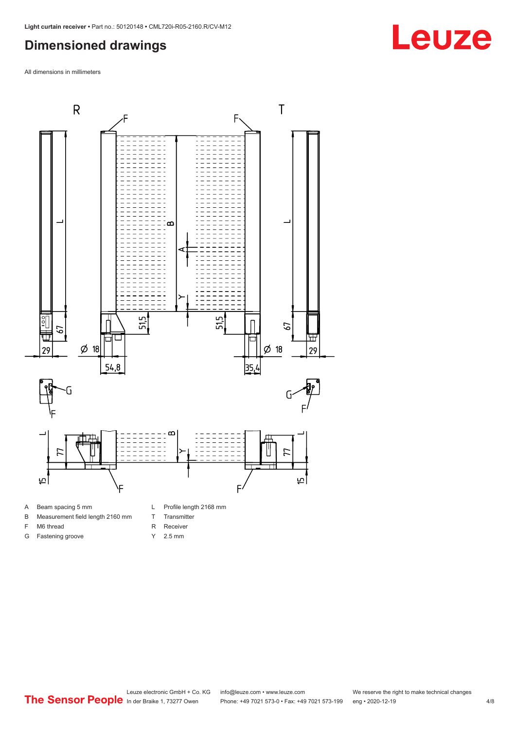## Dimensioned drawings

All dimensions in millimeters

| | | | |
|---|---|---|---|
| A | Beam spacing 5 mm | L | Profile length 2168 mm |
| B | Measurement field length 2160 mm | T | Transmitter |
| F | M6 thread | R | Receiver |
| G | Fastening groove | Y | 2.5 mm |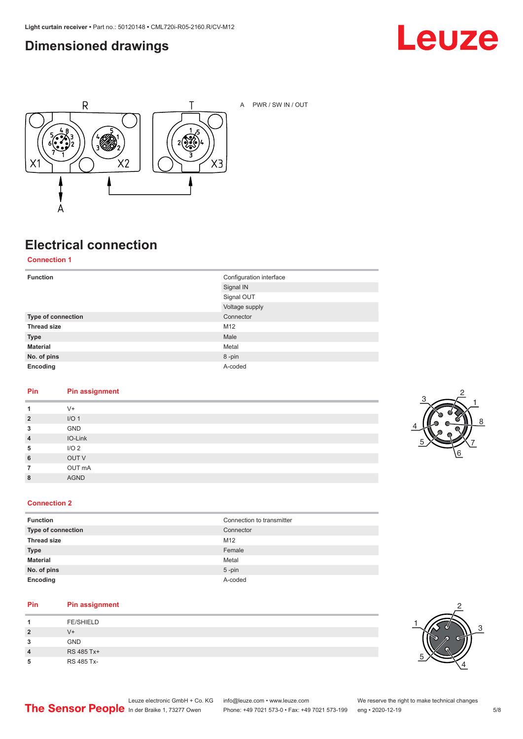## Dimensioned drawings

A PWR / SW IN / OUT

## Electrical connection

### Connection 1

| | |
|---|---|
| **Function** | Configuration interface<br>Signal IN<br>Signal OUT<br>Voltage supply |
| **Type of connection** | Connector |
| **Thread size** | M12 |
| **Type** | Male |
| **Material** | Metal |
| **No. of pins** | 8 -pin |
| **Encoding** | A-coded |

| Pin | Pin assignment |
|---|---|
| **1** | V+ |
| **2** | I/O 1 |
| **3** | GND |
| **4** | IO-Link |
| **5** | I/O 2 |
| **6** | OUT V |
| **7** | OUT mA |
| **8** | AGND |

### Connection 2

| | |
|---|---|
| **Function** | Connection to transmitter |
| **Type of connection** | Connector |
| **Thread size** | M12 |
| **Type** | Female |
| **Material** | Metal |
| **No. of pins** | 5 -pin |
| **Encoding** | A-coded |

| Pin | Pin assignment |
|---|---|
| **1** | FE/SHIELD |
| **2** | V+ |
| **3** | GND |
| **4** | RS 485 Tx+ |
| **5** | RS 485 Tx- |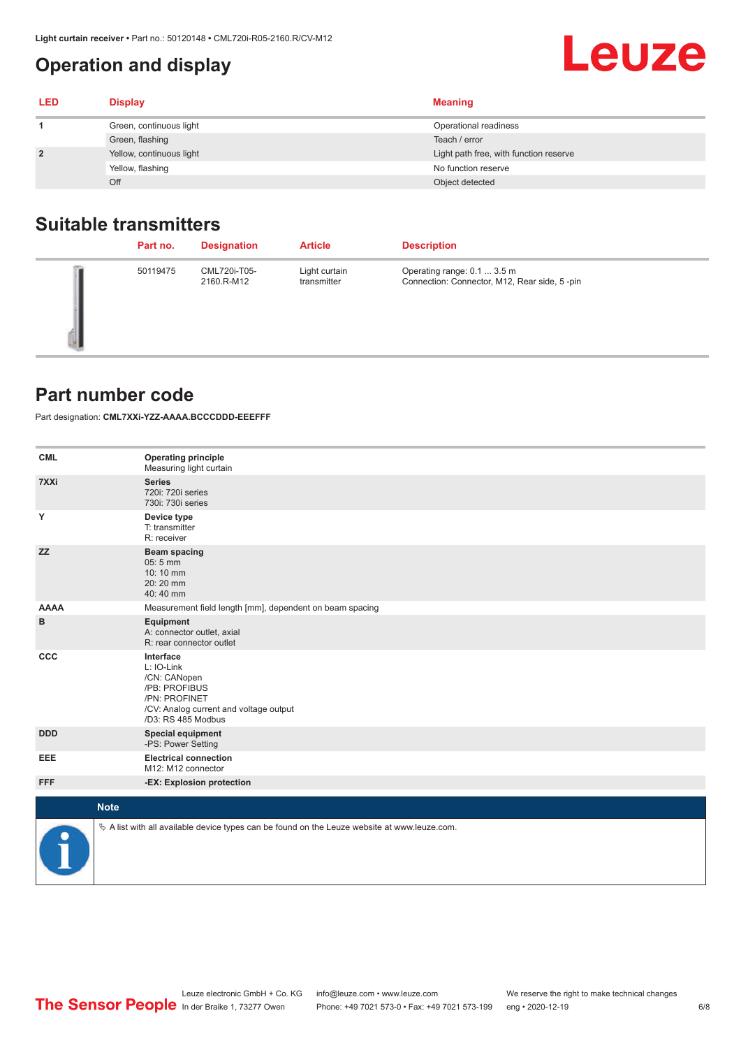## Operation and display

| LED | Display | Meaning |
|---|---|---|
| 1 | Green, continuous light | Operational readiness |
| | Green, flashing | Teach / error |
| 2 | Yellow, continuous light | Light path free, with function reserve |
| | Yellow, flashing | No function reserve |
| | Off | Object detected |

## Suitable transmitters

| | Part no. | Designation | Article | Description |
|---|---|---|---|---|
| | 50119475 | CML720i-T05-2160.R-M12 | Light curtain transmitter | Operating range: 0.1 ... 3.5 m<br>Connection: Connector, M12, Rear side, 5 -pin |

## Part number code

Part designation: **CML7XXi-YZZ-AAAA.BCCCDDD-EEEFFF**

| | |
|---|---|
| **CML** | **Operating principle**<br>Measuring light curtain |
| **7XXi** | **Series**<br>720i: 720i series<br>730i: 730i series |
| **Y** | **Device type**<br>T: transmitter<br>R: receiver |
| **ZZ** | **Beam spacing**<br>05: 5 mm<br>10: 10 mm<br>20: 20 mm<br>40: 40 mm |
| **AAAA** | Measurement field length [mm], dependent on beam spacing |
| **B** | **Equipment**<br>A: connector outlet, axial<br>R: rear connector outlet |
| **CCC** | **Interface**<br>L: IO-Link<br>/CN: CANopen<br>/PB: PROFIBUS<br>/PN: PROFINET<br>/CV: Analog current and voltage output<br>/D3: RS 485 Modbus |
| **DDD** | **Special equipment**<br>-PS: Power Setting |
| **EEE** | **Electrical connection**<br>M12: M12 connector |
| **FFF** | **-EX: Explosion protection** |

**Note**

🔖 A list with all available device types can be found on the Leuze website at www.leuze.com.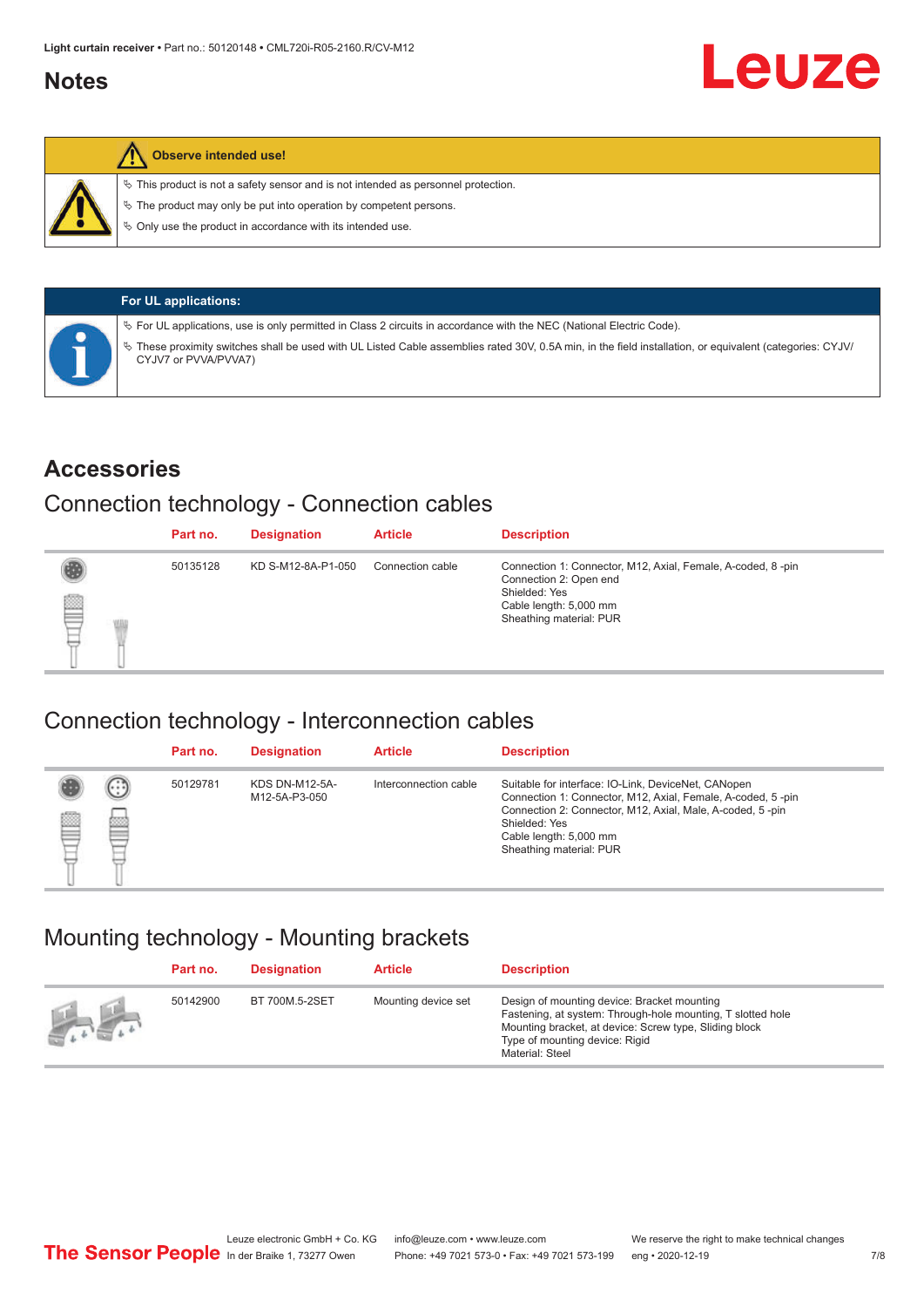## Notes

**Observe intended use!**

- This product is not a safety sensor and is not intended as personnel protection.
- The product may only be put into operation by competent persons.
- Only use the product in accordance with its intended use.

**For UL applications:**

- For UL applications, use is only permitted in Class 2 circuits in accordance with the NEC (National Electric Code).
- These proximity switches shall be used with UL Listed Cable assemblies rated 30V, 0.5A min, in the field installation, or equivalent (categories: CYJV/ CYJV7 or PVVA/PVVA7)

# Accessories

## Connection technology - Connection cables

| Part no. | Designation | Article | Description |
|---|---|---|---|
| 50135128 | KD S-M12-8A-P1-050 | Connection cable | Connection 1: Connector, M12, Axial, Female, A-coded, 8 -pin<br>Connection 2: Open end<br>Shielded: Yes<br>Cable length: 5,000 mm<br>Sheathing material: PUR |

## Connection technology - Interconnection cables

| Part no. | Designation | Article | Description |
|---|---|---|---|
| 50129781 | KDS DN-M12-5A-M12-5A-P3-050 | Interconnection cable | Suitable for interface: IO-Link, DeviceNet, CANopen<br>Connection 1: Connector, M12, Axial, Female, A-coded, 5 -pin<br>Connection 2: Connector, M12, Axial, Male, A-coded, 5 -pin<br>Shielded: Yes<br>Cable length: 5,000 mm<br>Sheathing material: PUR |

## Mounting technology - Mounting brackets

| Part no. | Designation | Article | Description |
|---|---|---|---|
| 50142900 | BT 700M.5-2SET | Mounting device set | Design of mounting device: Bracket mounting<br>Fastening, at system: Through-hole mounting, T slotted hole<br>Mounting bracket, at device: Screw type, Sliding block<br>Type of mounting device: Rigid<br>Material: Steel |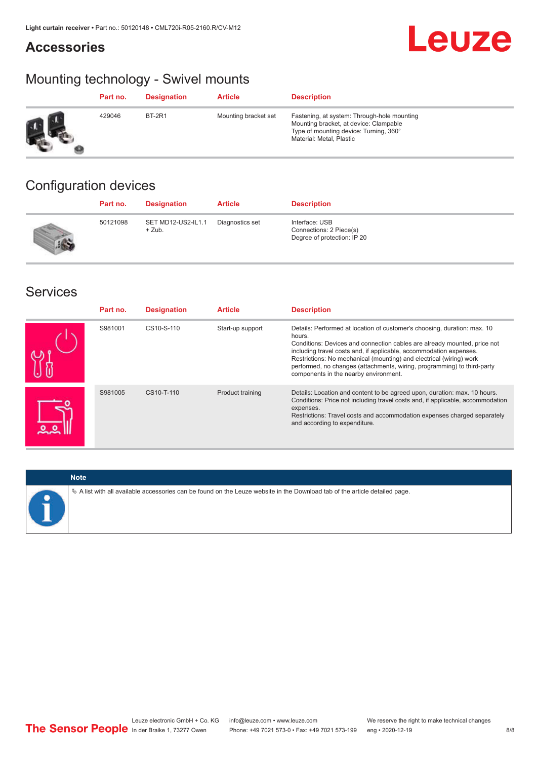## Accessories

### Mounting technology - Swivel mounts

| Part no. | Designation | Article | Description |
|---|---|---|---|
| 429046 | BT-2R1 | Mounting bracket set | Fastening, at system: Through-hole mounting<br>Mounting bracket, at device: Clampable<br>Type of mounting device: Turning, 360°<br>Material: Metal, Plastic |

### Configuration devices

| Part no. | Designation | Article | Description |
|---|---|---|---|
| 50121098 | SET MD12-US2-IL1.1 + Zub. | Diagnostics set | Interface: USB<br>Connections: 2 Piece(s)<br>Degree of protection: IP 20 |

### Services

| Part no. | Designation | Article | Description |
|---|---|---|---|
| S981001 | CS10-S-110 | Start-up support | Details: Performed at location of customer's choosing, duration: max. 10 hours.<br>Conditions: Devices and connection cables are already mounted, price not including travel costs and, if applicable, accommodation expenses.<br>Restrictions: No mechanical (mounting) and electrical (wiring) work performed, no changes (attachments, wiring, programming) to third-party components in the nearby environment. |
| S981005 | CS10-T-110 | Product training | Details: Location and content to be agreed upon, duration: max. 10 hours.<br>Conditions: Price not including travel costs and, if applicable, accommodation expenses.<br>Restrictions: Travel costs and accommodation expenses charged separately and according to expenditure. |

**Note**

↳ A list with all available accessories can be found on the Leuze website in the Download tab of the article detailed page.